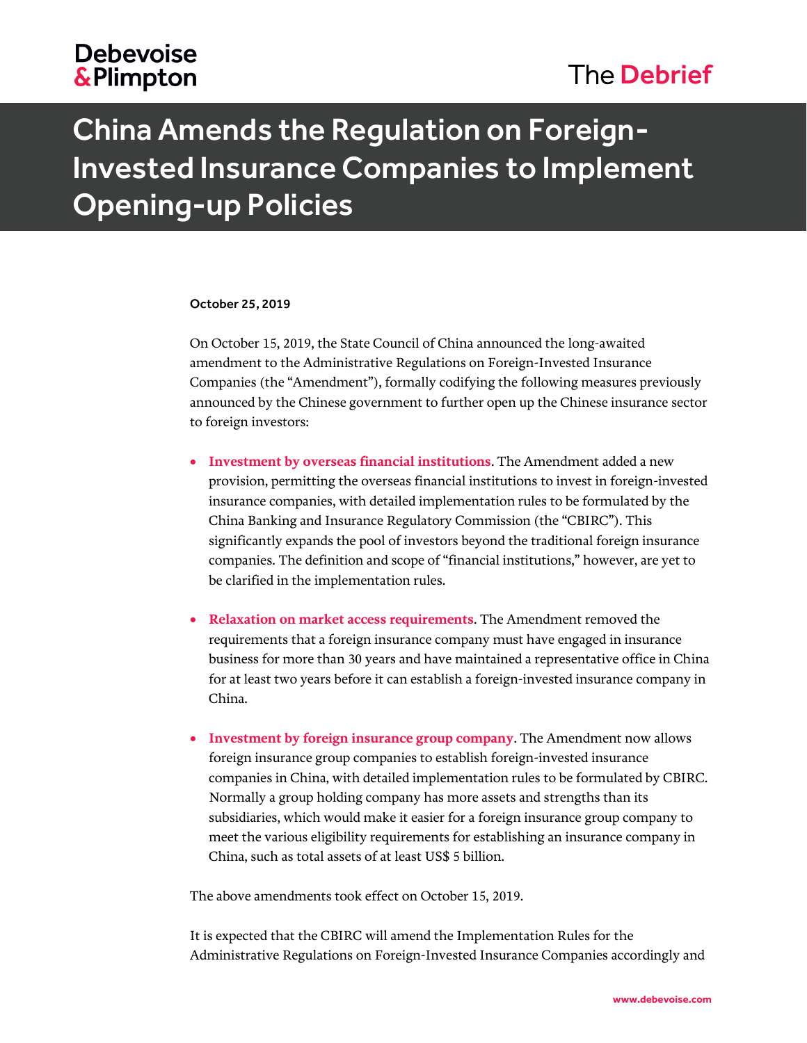# China Amends the Regulation on Foreign-Invested Insurance Companies to Implement Opening-up Policies

**October 25, 2019**

On October 15, 2019, the State Council of China announced the long-awaited amendment to the Administrative Regulations on Foreign-Invested Insurance Companies (the "Amendment"), formally codifying the following measures previously announced by the Chinese government to further open up the Chinese insurance sector to foreign investors:

- **Investment by overseas financial institutions**. The Amendment added a new provision, permitting the overseas financial institutions to invest in foreign-invested insurance companies, with detailed implementation rules to be formulated by the China Banking and Insurance Regulatory Commission (the "CBIRC"). This significantly expands the pool of investors beyond the traditional foreign insurance companies. The definition and scope of "financial institutions," however, are yet to be clarified in the implementation rules.

- **Relaxation on market access requirements**. The Amendment removed the requirements that a foreign insurance company must have engaged in insurance business for more than 30 years and have maintained a representative office in China for at least two years before it can establish a foreign-invested insurance company in China.

- **Investment by foreign insurance group company**. The Amendment now allows foreign insurance group companies to establish foreign-invested insurance companies in China, with detailed implementation rules to be formulated by CBIRC. Normally a group holding company has more assets and strengths than its subsidiaries, which would make it easier for a foreign insurance group company to meet the various eligibility requirements for establishing an insurance company in China, such as total assets of at least US$ 5 billion.

The above amendments took effect on October 15, 2019.

It is expected that the CBIRC will amend the Implementation Rules for the Administrative Regulations on Foreign-Invested Insurance Companies accordingly and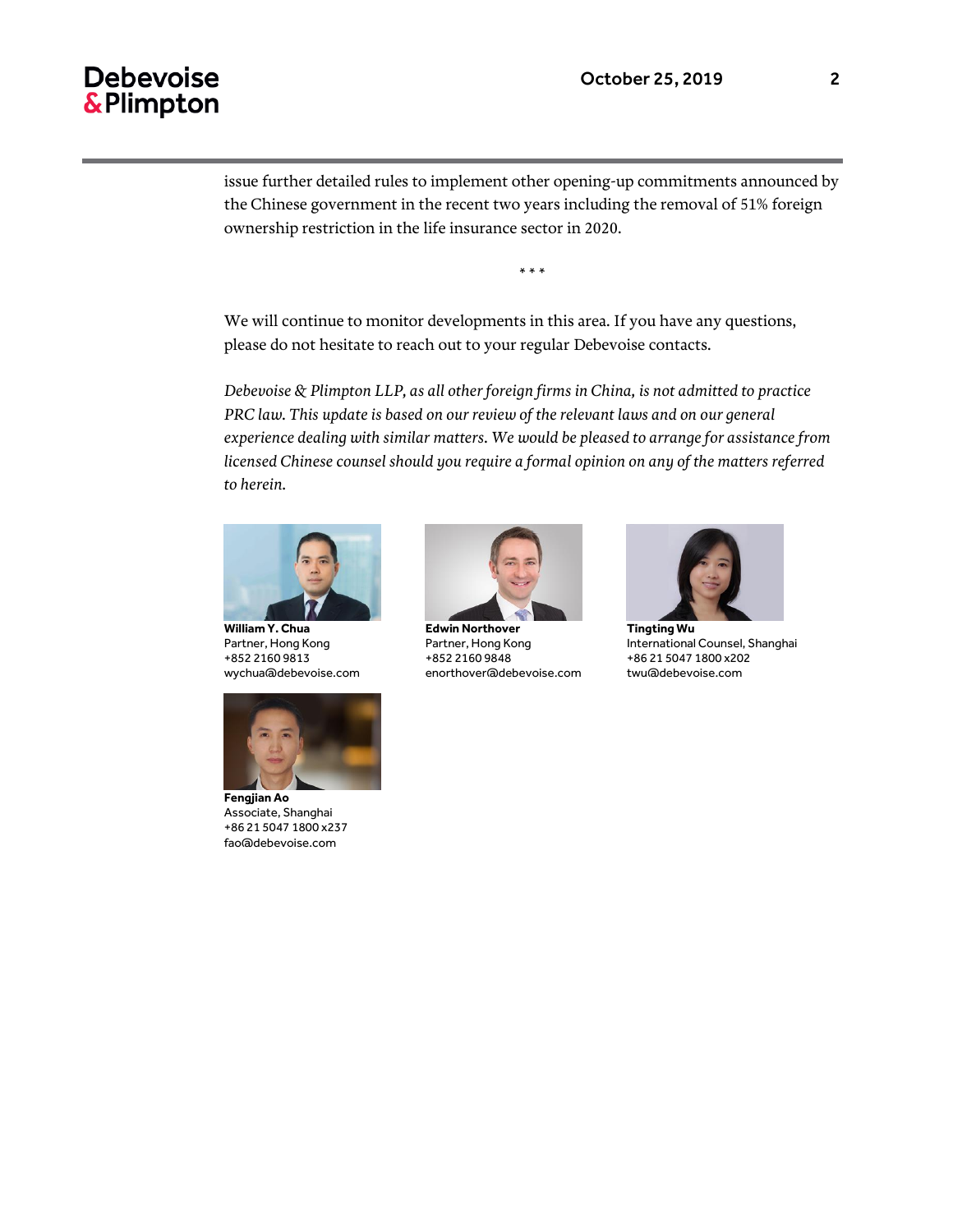issue further detailed rules to implement other opening-up commitments announced by the Chinese government in the recent two years including the removal of 51% foreign ownership restriction in the life insurance sector in 2020.

\* \* \*

We will continue to monitor developments in this area. If you have any questions, please do not hesitate to reach out to your regular Debevoise contacts.

*Debevoise & Plimpton LLP, as all other foreign firms in China, is not admitted to practice PRC law. This update is based on our review of the relevant laws and on our general experience dealing with similar matters. We would be pleased to arrange for assistance from licensed Chinese counsel should you require a formal opinion on any of the matters referred to herein.*

**William Y. Chua**
Partner, Hong Kong
+852 2160 9813
wychua@debevoise.com

**Edwin Northover**
Partner, Hong Kong
+852 2160 9848
enorthover@debevoise.com

**Tingting Wu**
International Counsel, Shanghai
+86 21 5047 1800 x202
twu@debevoise.com

**Fengjian Ao**
Associate, Shanghai
+86 21 5047 1800 x237
fao@debevoise.com